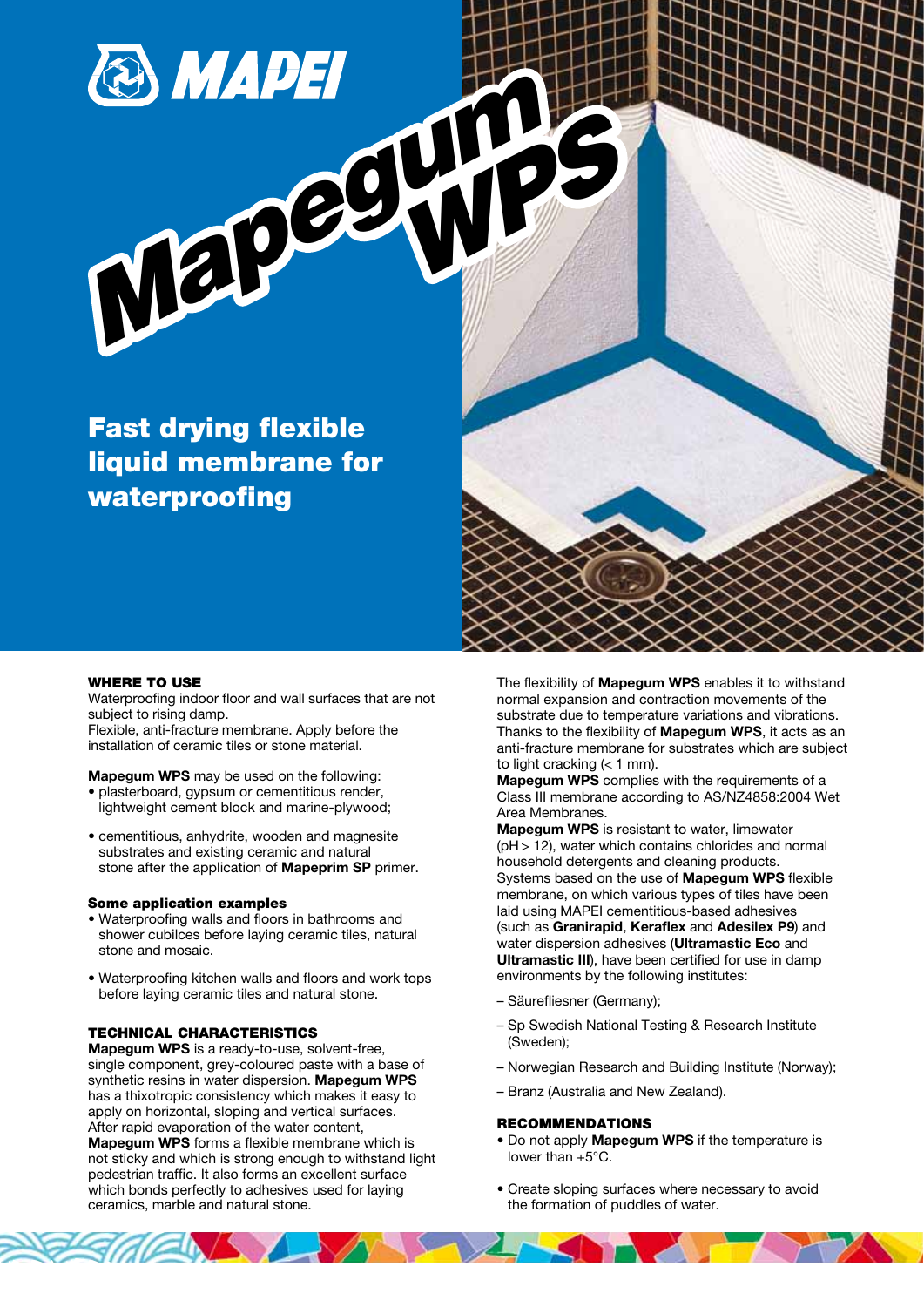# Mapegum WPS

## Fast drying flexible liquid membrane for waterproofing

### WHERE TO USE

Waterproofing indoor floor and wall surfaces that are not subject to rising damp.
Flexible, anti-fracture membrane. Apply before the installation of ceramic tiles or stone material.

**Mapegum WPS** may be used on the following:

- plasterboard, gypsum or cementitious render, lightweight cement block and marine-plywood;
- cementitious, anhydrite, wooden and magnesite substrates and existing ceramic and natural stone after the application of **Mapeprim SP** primer.

#### Some application examples

- Waterproofing walls and floors in bathrooms and shower cubilces before laying ceramic tiles, natural stone and mosaic.
- Waterproofing kitchen walls and floors and work tops before laying ceramic tiles and natural stone.

### TECHNICAL CHARACTERISTICS

**Mapegum WPS** is a ready-to-use, solvent-free, single component, grey-coloured paste with a base of synthetic resins in water dispersion. **Mapegum WPS** has a thixotropic consistency which makes it easy to apply on horizontal, sloping and vertical surfaces. After rapid evaporation of the water content, **Mapegum WPS** forms a flexible membrane which is not sticky and which is strong enough to withstand light pedestrian traffic. It also forms an excellent surface which bonds perfectly to adhesives used for laying ceramics, marble and natural stone.

The flexibility of **Mapegum WPS** enables it to withstand normal expansion and contraction movements of the substrate due to temperature variations and vibrations. Thanks to the flexibility of **Mapegum WPS**, it acts as an anti-fracture membrane for substrates which are subject to light cracking (< 1 mm).

**Mapegum WPS** complies with the requirements of a Class III membrane according to AS/NZ4858:2004 Wet Area Membranes.

**Mapegum WPS** is resistant to water, limewater (pH > 12), water which contains chlorides and normal household detergents and cleaning products.

Systems based on the use of **Mapegum WPS** flexible membrane, on which various types of tiles have been laid using MAPEI cementitious-based adhesives (such as **Granirapid**, **Keraflex** and **Adesilex P9**) and water dispersion adhesives (**Ultramastic Eco** and **Ultramastic III**), have been certified for use in damp environments by the following institutes:

- Säurefliesner (Germany);
- Sp Swedish National Testing & Research Institute (Sweden);
- Norwegian Research and Building Institute (Norway);
- Branz (Australia and New Zealand).

### RECOMMENDATIONS

- Do not apply **Mapegum WPS** if the temperature is lower than +5°C.
- Create sloping surfaces where necessary to avoid the formation of puddles of water.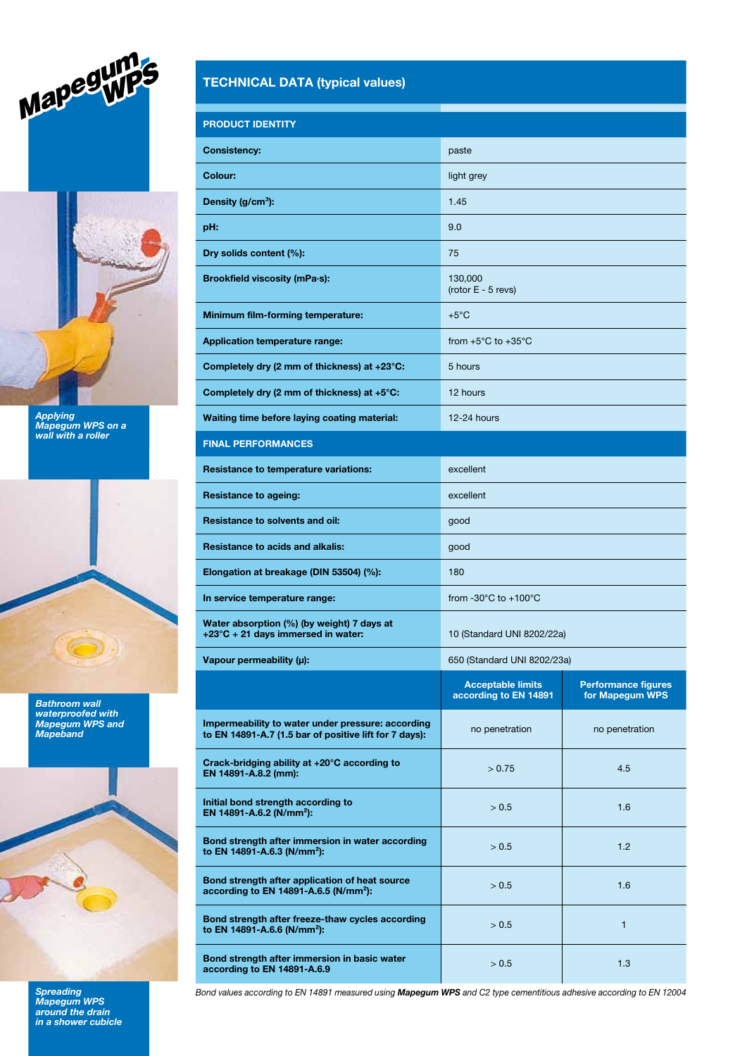Mapegum WPS

*Applying Mapegum WPS on a wall with a roller*

*Bathroom wall waterproofed with Mapegum WPS and Mapeband*

*Spreading Mapegum WPS around the drain in a shower cubicle*

## TECHNICAL DATA (typical values)

| PRODUCT IDENTITY | | |
|---|---|---|
| **Consistency:** | paste | |
| **Colour:** | light grey | |
| **Density (g/cm³):** | 1.45 | |
| **pH:** | 9.0 | |
| **Dry solids content (%):** | 75 | |
| **Brookfield viscosity (mPa·s):** | 130,000 (rotor E - 5 revs) | |
| **Minimum film-forming temperature:** | +5°C | |
| **Application temperature range:** | from +5°C to +35°C | |
| **Completely dry (2 mm of thickness) at +23°C:** | 5 hours | |
| **Completely dry (2 mm of thickness) at +5°C:** | 12 hours | |
| **Waiting time before laying coating material:** | 12-24 hours | |
| **FINAL PERFORMANCES** | | |
| **Resistance to temperature variations:** | excellent | |
| **Resistance to ageing:** | excellent | |
| **Resistance to solvents and oil:** | good | |
| **Resistance to acids and alkalis:** | good | |
| **Elongation at breakage (DIN 53504) (%):** | 180 | |
| **In service temperature range:** | from -30°C to +100°C | |
| **Water absorption (%) (by weight) 7 days at +23°C + 21 days immersed in water:** | 10 (Standard UNI 8202/22a) | |
| **Vapour permeability (μ):** | 650 (Standard UNI 8202/23a) | |
| | **Acceptable limits according to EN 14891** | **Performance figures for Mapegum WPS** |
| **Impermeability to water under pressure: according to EN 14891-A.7 (1.5 bar of positive lift for 7 days):** | no penetration | no penetration |
| **Crack-bridging ability at +20°C according to EN 14891-A.8.2 (mm):** | > 0.75 | 4.5 |
| **Initial bond strength according to EN 14891-A.6.2 (N/mm²):** | > 0.5 | 1.6 |
| **Bond strength after immersion in water according to EN 14891-A.6.3 (N/mm²):** | > 0.5 | 1.2 |
| **Bond strength after application of heat source according to EN 14891-A.6.5 (N/mm²):** | > 0.5 | 1.6 |
| **Bond strength after freeze-thaw cycles according to EN 14891-A.6.6 (N/mm²):** | > 0.5 | 1 |
| **Bond strength after immersion in basic water according to EN 14891-A.6.9** | > 0.5 | 1.3 |

*Bond values according to EN 14891 measured using **Mapegum WPS** and C2 type cementitious adhesive according to EN 12004*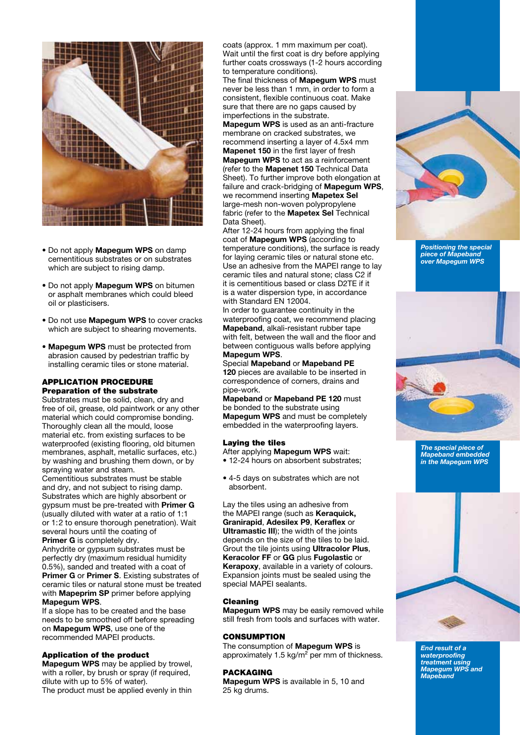- Do not apply **Mapegum WPS** on damp cementitious substrates or on substrates which are subject to rising damp.

- Do not apply **Mapegum WPS** on bitumen or asphalt membranes which could bleed oil or plasticisers.

- Do not use **Mapegum WPS** to cover cracks which are subject to shearing movements.

- **Mapegum WPS** must be protected from abrasion caused by pedestrian traffic by installing ceramic tiles or stone material.

## APPLICATION PROCEDURE

### Preparation of the substrate

Substrates must be solid, clean, dry and free of oil, grease, old paintwork or any other material which could compromise bonding. Thoroughly clean all the mould, loose material etc. from existing surfaces to be waterproofed (existing flooring, old bitumen membranes, asphalt, metallic surfaces, etc.) by washing and brushing them down, or by spraying water and steam.
Cementitious substrates must be stable and dry, and not subject to rising damp. Substrates which are highly absorbent or gypsum must be pre-treated with **Primer G** (usually diluted with water at a ratio of 1:1 or 1:2 to ensure thorough penetration). Wait several hours until the coating of **Primer G** is completely dry.
Anhydrite or gypsum substrates must be perfectly dry (maximum residual humidity 0.5%), sanded and treated with a coat of **Primer G** or **Primer S**. Existing substrates of ceramic tiles or natural stone must be treated with **Mapeprim SP** primer before applying **Mapegum WPS**.
If a slope has to be created and the base needs to be smoothed off before spreading on **Mapegum WPS**, use one of the recommended MAPEI products.

### Application of the product

**Mapegum WPS** may be applied by trowel, with a roller, by brush or spray (if required, dilute with up to 5% of water).
The product must be applied evenly in thin coats (approx. 1 mm maximum per coat). Wait until the first coat is dry before applying further coats crossways (1-2 hours according to temperature conditions).
The final thickness of **Mapegum WPS** must never be less than 1 mm, in order to form a consistent, flexible continuous coat. Make sure that there are no gaps caused by imperfections in the substrate.
**Mapegum WPS** is used as an anti-fracture membrane on cracked substrates, we recommend inserting a layer of 4.5x4 mm **Mapenet 150** in the first layer of fresh **Mapegum WPS** to act as a reinforcement (refer to the **Mapenet 150** Technical Data Sheet). To further improve both elongation at failure and crack-bridging of **Mapegum WPS**, we recommend inserting **Mapetex Sel** large-mesh non-woven polypropylene fabric (refer to the **Mapetex Sel** Technical Data Sheet).
After 12-24 hours from applying the final coat of **Mapegum WPS** (according to temperature conditions), the surface is ready for laying ceramic tiles or natural stone etc. Use an adhesive from the MAPEI range to lay ceramic tiles and natural stone; class C2 if it is cementitious based or class D2TE if it is a water dispersion type, in accordance with Standard EN 12004.
In order to guarantee continuity in the waterproofing coat, we recommend placing **Mapeband**, alkali-resistant rubber tape with felt, between the wall and the floor and between contiguous walls before applying **Mapegum WPS**.
Special **Mapeband** or **Mapeband PE 120** pieces are available to be inserted in correspondence of corners, drains and pipe-work.
**Mapeband** or **Mapeband PE 120** must be bonded to the substrate using **Mapegum WPS** and must be completely embedded in the waterproofing layers.

### Laying the tiles

After applying **Mapegum WPS** wait:

- 12-24 hours on absorbent substrates;

- 4-5 days on substrates which are not absorbent.

Lay the tiles using an adhesive from the MAPEI range (such as **Keraquick, Granirapid**, **Adesilex P9**, **Keraflex** or **Ultramastic III**); the width of the joints depends on the size of the tiles to be laid. Grout the tile joints using **Ultracolor Plus**, **Keracolor FF** or **GG** plus **Fugolastic** or **Kerapoxy**, available in a variety of colours. Expansion joints must be sealed using the special MAPEI sealants.

### Cleaning

**Mapegum WPS** may be easily removed while still fresh from tools and surfaces with water.

## CONSUMPTION

The consumption of **Mapegum WPS** is approximately 1.5 kg/$m^2$ per mm of thickness.

## PACKAGING

**Mapegum WPS** is available in 5, 10 and 25 kg drums.

*Positioning the special piece of Mapeband over Mapegum WPS*

*The special piece of Mapeband embedded in the Mapegum WPS*

*End result of a waterproofing treatment using Mapegum WPS and Mapeband*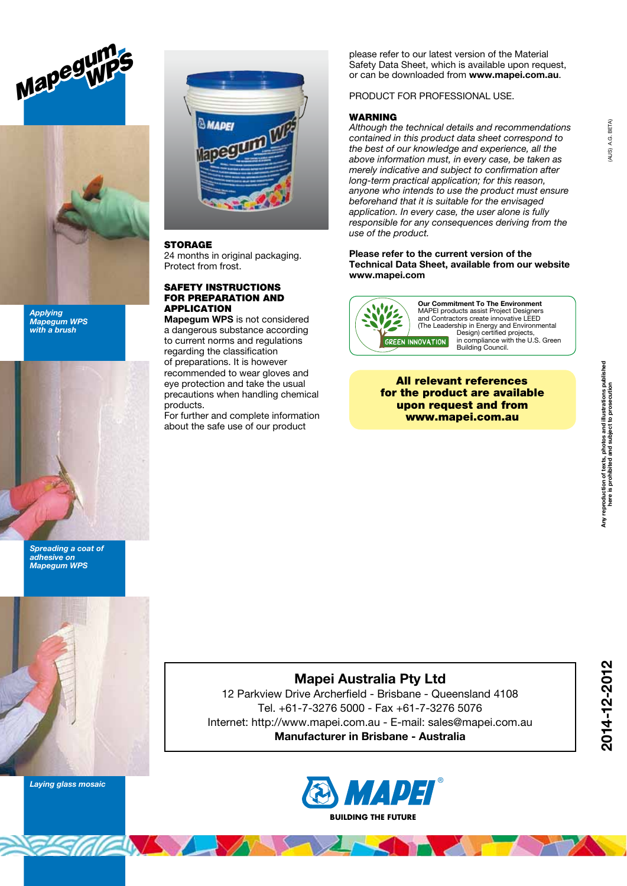Mapegum WPS

*Applying Mapegum WPS with a brush*

*Spreading a coat of adhesive on Mapegum WPS*

*Laying glass mosaic*

## STORAGE

24 months in original packaging.
Protect from frost.

## SAFETY INSTRUCTIONS FOR PREPARATION AND APPLICATION

**Mapegum WPS** is not considered a dangerous substance according to current norms and regulations regarding the classification of preparations. It is however recommended to wear gloves and eye protection and take the usual precautions when handling chemical products.
For further and complete information about the safe use of our product please refer to our latest version of the Material Safety Data Sheet, which is available upon request, or can be downloaded from **www.mapei.com.au**.

PRODUCT FOR PROFESSIONAL USE.

## WARNING

*Although the technical details and recommendations contained in this product data sheet correspond to the best of our knowledge and experience, all the above information must, in every case, be taken as merely indicative and subject to confirmation after long-term practical application; for this reason, anyone who intends to use the product must ensure beforehand that it is suitable for the envisaged application. In every case, the user alone is fully responsible for any consequences deriving from the use of the product.*

**Please refer to the current version of the Technical Data Sheet, available from our website www.mapei.com**

GREEN INNOVATION

**Our Commitment To The Environment**
MAPEI products assist Project Designers and Contractors create innovative LEED (The Leadership in Energy and Environmental Design) certified projects, in compliance with the U.S. Green Building Council.

**All relevant references for the product are available upon request and from www.mapei.com.au**

**Mapei Australia Pty Ltd**
12 Parkview Drive Archerfield - Brisbane - Queensland 4108
Tel. +61-7-3276 5000 - Fax +61-7-3276 5076
Internet: http://www.mapei.com.au - E-mail: sales@mapei.com.au
**Manufacturer in Brisbane - Australia**

MAPEI®
BUILDING THE FUTURE

(AUS) A.G. BETA

Any reproduction of texts, photos and illustrations published here is prohibited and subject to prosecution

**2014-12-2012**